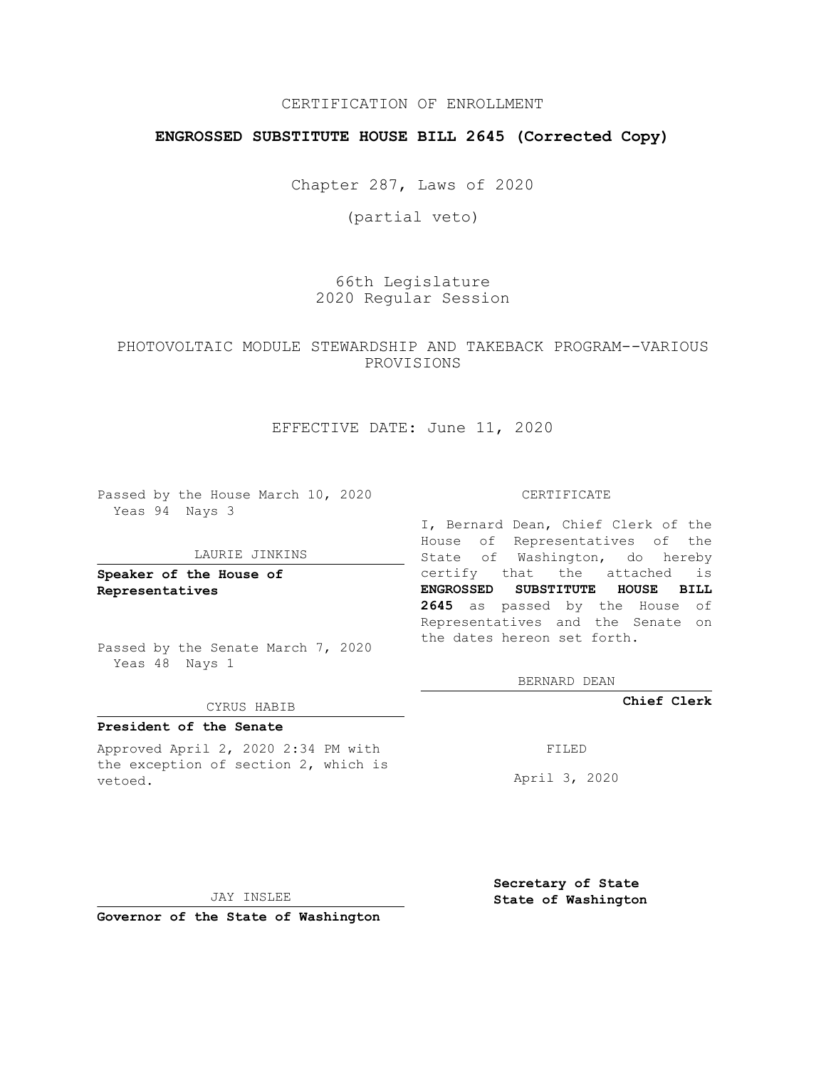CERTIFICATION OF ENROLLMENT

**ENGROSSED SUBSTITUTE HOUSE BILL 2645 (Corrected Copy)**

Chapter 287, Laws of 2020

(partial veto)

66th Legislature
2020 Regular Session

PHOTOVOLTAIC MODULE STEWARDSHIP AND TAKEBACK PROGRAM--VARIOUS PROVISIONS

EFFECTIVE DATE: June 11, 2020

Passed by the House March 10, 2020
Yeas 94 Nays 3

LAURIE JINKINS

**Speaker of the House of Representatives**

Passed by the Senate March 7, 2020
Yeas 48 Nays 1

CYRUS HABIB

**President of the Senate**

Approved April 2, 2020 2:34 PM with the exception of section 2, which is vetoed.

JAY INSLEE

**Governor of the State of Washington**

CERTIFICATE

I, Bernard Dean, Chief Clerk of the House of Representatives of the State of Washington, do hereby certify that the attached is **ENGROSSED SUBSTITUTE HOUSE BILL 2645** as passed by the House of Representatives and the Senate on the dates hereon set forth.

BERNARD DEAN

**Chief Clerk**

FILED

April 3, 2020

**Secretary of State**
**State of Washington**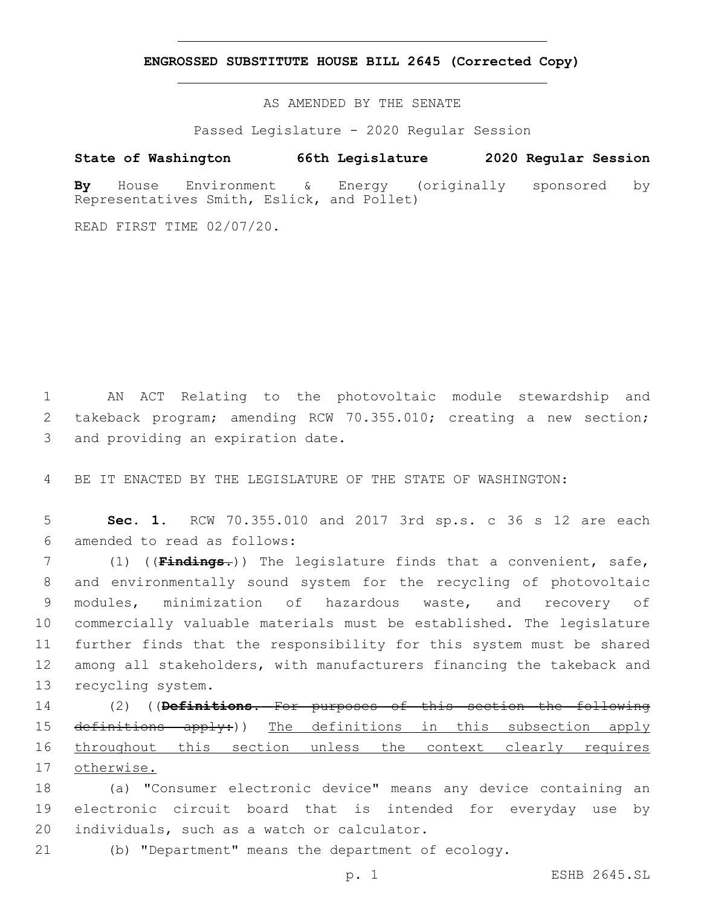**ENGROSSED SUBSTITUTE HOUSE BILL 2645 (Corrected Copy)**

AS AMENDED BY THE SENATE

Passed Legislature - 2020 Regular Session

**State of Washington 66th Legislature 2020 Regular Session**

**By** House Environment & Energy (originally sponsored by Representatives Smith, Eslick, and Pollet)

READ FIRST TIME 02/07/20.

AN ACT Relating to the photovoltaic module stewardship and takeback program; amending RCW 70.355.010; creating a new section; and providing an expiration date.

BE IT ENACTED BY THE LEGISLATURE OF THE STATE OF WASHINGTON:

**Sec. 1.** RCW 70.355.010 and 2017 3rd sp.s. c 36 s 12 are each amended to read as follows:

(1) ((~~**Findings.**~~)) The legislature finds that a convenient, safe, and environmentally sound system for the recycling of photovoltaic modules, minimization of hazardous waste, and recovery of commercially valuable materials must be established. The legislature further finds that the responsibility for this system must be shared among all stakeholders, with manufacturers financing the takeback and recycling system.

(2) ((~~**Definitions.** For purposes of this section the following definitions apply:~~)) <u>The definitions in this subsection apply throughout this section unless the context clearly requires otherwise.</u>

(a) "Consumer electronic device" means any device containing an electronic circuit board that is intended for everyday use by individuals, such as a watch or calculator.

(b) "Department" means the department of ecology.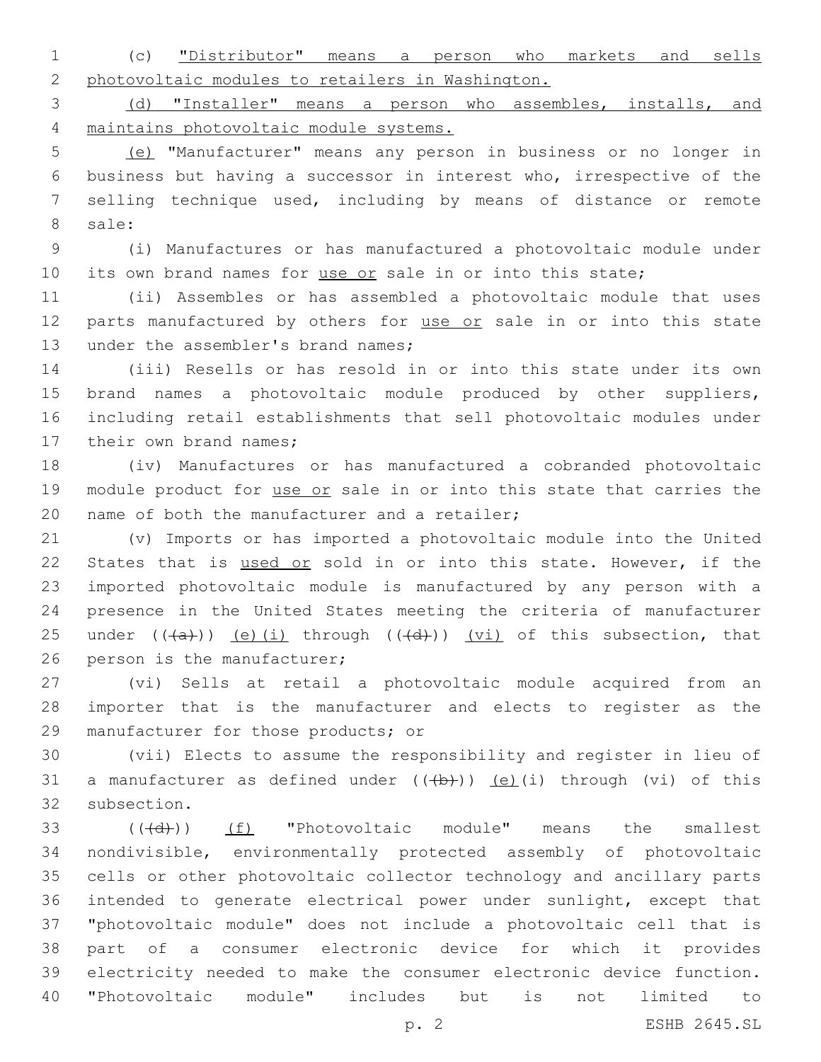(c) <u>"Distributor" means a person who markets and sells photovoltaic modules to retailers in Washington.</u>

<u>(d) "Installer" means a person who assembles, installs, and maintains photovoltaic module systems.</u>

<u>(e)</u> "Manufacturer" means any person in business or no longer in business but having a successor in interest who, irrespective of the selling technique used, including by means of distance or remote sale:

(i) Manufactures or has manufactured a photovoltaic module under its own brand names for <u>use or</u> sale in or into this state;

(ii) Assembles or has assembled a photovoltaic module that uses parts manufactured by others for <u>use or</u> sale in or into this state under the assembler's brand names;

(iii) Resells or has resold in or into this state under its own brand names a photovoltaic module produced by other suppliers, including retail establishments that sell photovoltaic modules under their own brand names;

(iv) Manufactures or has manufactured a cobranded photovoltaic module product for <u>use or</u> sale in or into this state that carries the name of both the manufacturer and a retailer;

(v) Imports or has imported a photovoltaic module into the United States that is <u>used or</u> sold in or into this state. However, if the imported photovoltaic module is manufactured by any person with a presence in the United States meeting the criteria of manufacturer under ((~~(a)~~)) <u>(e)(i)</u> through ((~~(d)~~)) <u>(vi)</u> of this subsection, that person is the manufacturer;

(vi) Sells at retail a photovoltaic module acquired from an importer that is the manufacturer and elects to register as the manufacturer for those products; or

(vii) Elects to assume the responsibility and register in lieu of a manufacturer as defined under ((~~(b)~~)) <u>(e)</u>(i) through (vi) of this subsection.

((~~(d)~~)) <u>(f)</u> "Photovoltaic module" means the smallest nondivisible, environmentally protected assembly of photovoltaic cells or other photovoltaic collector technology and ancillary parts intended to generate electrical power under sunlight, except that "photovoltaic module" does not include a photovoltaic cell that is part of a consumer electronic device for which it provides electricity needed to make the consumer electronic device function. "Photovoltaic module" includes but is not limited to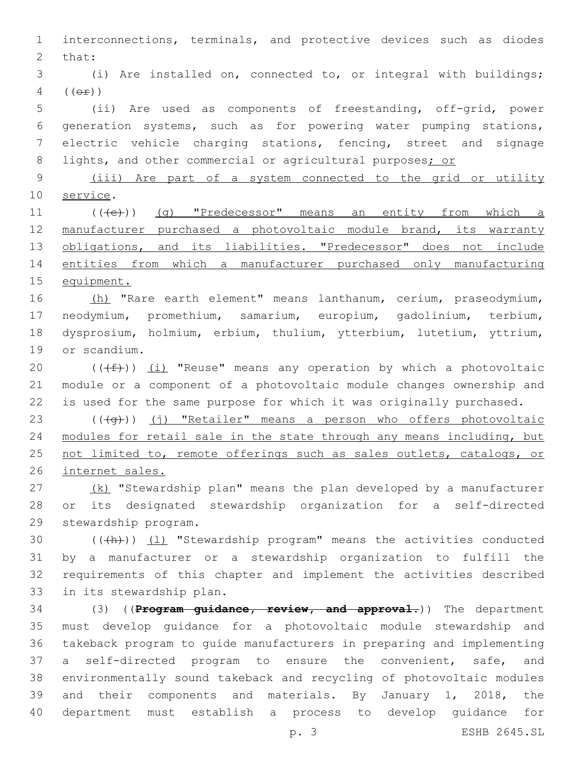interconnections, terminals, and protective devices such as diodes that:

(i) Are installed on, connected to, or integral with buildings; ((~~or~~))

(ii) Are used as components of freestanding, off-grid, power generation systems, such as for powering water pumping stations, electric vehicle charging stations, fencing, street and signage lights, and other commercial or agricultural purposes<u>; or</u>

<u>(iii) Are part of a system connected to the grid or utility service</u>.

((~~(e)~~)) <u>(g) "Predecessor" means an entity from which a manufacturer purchased a photovoltaic module brand, its warranty obligations, and its liabilities. "Predecessor" does not include entities from which a manufacturer purchased only manufacturing equipment.</u>

<u>(h)</u> "Rare earth element" means lanthanum, cerium, praseodymium, neodymium, promethium, samarium, europium, gadolinium, terbium, dysprosium, holmium, erbium, thulium, ytterbium, lutetium, yttrium, or scandium.

((~~(f)~~)) <u>(i)</u> "Reuse" means any operation by which a photovoltaic module or a component of a photovoltaic module changes ownership and is used for the same purpose for which it was originally purchased.

((~~(g)~~)) <u>(j) "Retailer" means a person who offers photovoltaic modules for retail sale in the state through any means including, but not limited to, remote offerings such as sales outlets, catalogs, or internet sales.</u>

<u>(k)</u> "Stewardship plan" means the plan developed by a manufacturer or its designated stewardship organization for a self-directed stewardship program.

((~~(h)~~)) <u>(l)</u> "Stewardship program" means the activities conducted by a manufacturer or a stewardship organization to fulfill the requirements of this chapter and implement the activities described in its stewardship plan.

(3) ((~~**Program guidance, review, and approval.**~~)) The department must develop guidance for a photovoltaic module stewardship and takeback program to guide manufacturers in preparing and implementing a self-directed program to ensure the convenient, safe, and environmentally sound takeback and recycling of photovoltaic modules and their components and materials. By January 1, 2018, the department must establish a process to develop guidance for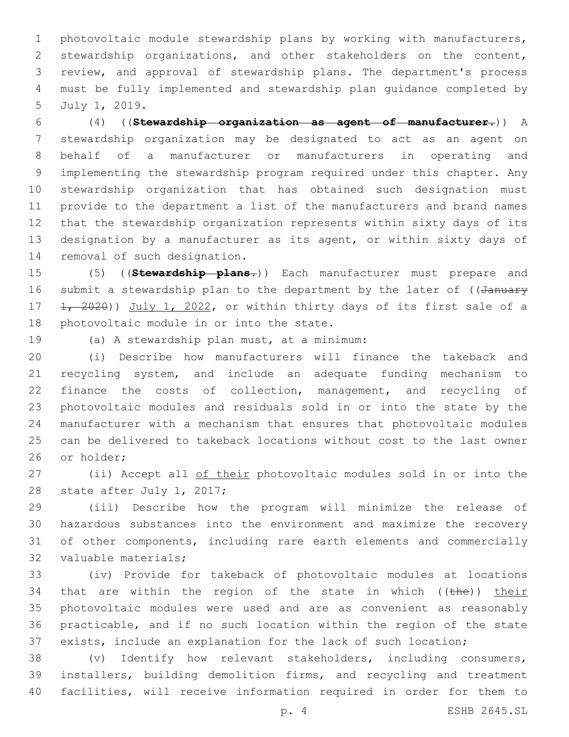photovoltaic module stewardship plans by working with manufacturers, stewardship organizations, and other stakeholders on the content, review, and approval of stewardship plans. The department's process must be fully implemented and stewardship plan guidance completed by July 1, 2019.

(4) ((~~**Stewardship organization as agent of manufacturer.**~~)) A stewardship organization may be designated to act as an agent on behalf of a manufacturer or manufacturers in operating and implementing the stewardship program required under this chapter. Any stewardship organization that has obtained such designation must provide to the department a list of the manufacturers and brand names that the stewardship organization represents within sixty days of its designation by a manufacturer as its agent, or within sixty days of removal of such designation.

(5) ((~~**Stewardship plans.**~~)) Each manufacturer must prepare and submit a stewardship plan to the department by the later of ((~~January 1, 2020~~)) <u>July 1, 2022</u>, or within thirty days of its first sale of a photovoltaic module in or into the state.

(a) A stewardship plan must, at a minimum:

(i) Describe how manufacturers will finance the takeback and recycling system, and include an adequate funding mechanism to finance the costs of collection, management, and recycling of photovoltaic modules and residuals sold in or into the state by the manufacturer with a mechanism that ensures that photovoltaic modules can be delivered to takeback locations without cost to the last owner or holder;

(ii) Accept all <u>of their</u> photovoltaic modules sold in or into the state after July 1, 2017;

(iii) Describe how the program will minimize the release of hazardous substances into the environment and maximize the recovery of other components, including rare earth elements and commercially valuable materials;

(iv) Provide for takeback of photovoltaic modules at locations that are within the region of the state in which ((~~the~~)) <u>their</u> photovoltaic modules were used and are as convenient as reasonably practicable, and if no such location within the region of the state exists, include an explanation for the lack of such location;

(v) Identify how relevant stakeholders, including consumers, installers, building demolition firms, and recycling and treatment facilities, will receive information required in order for them to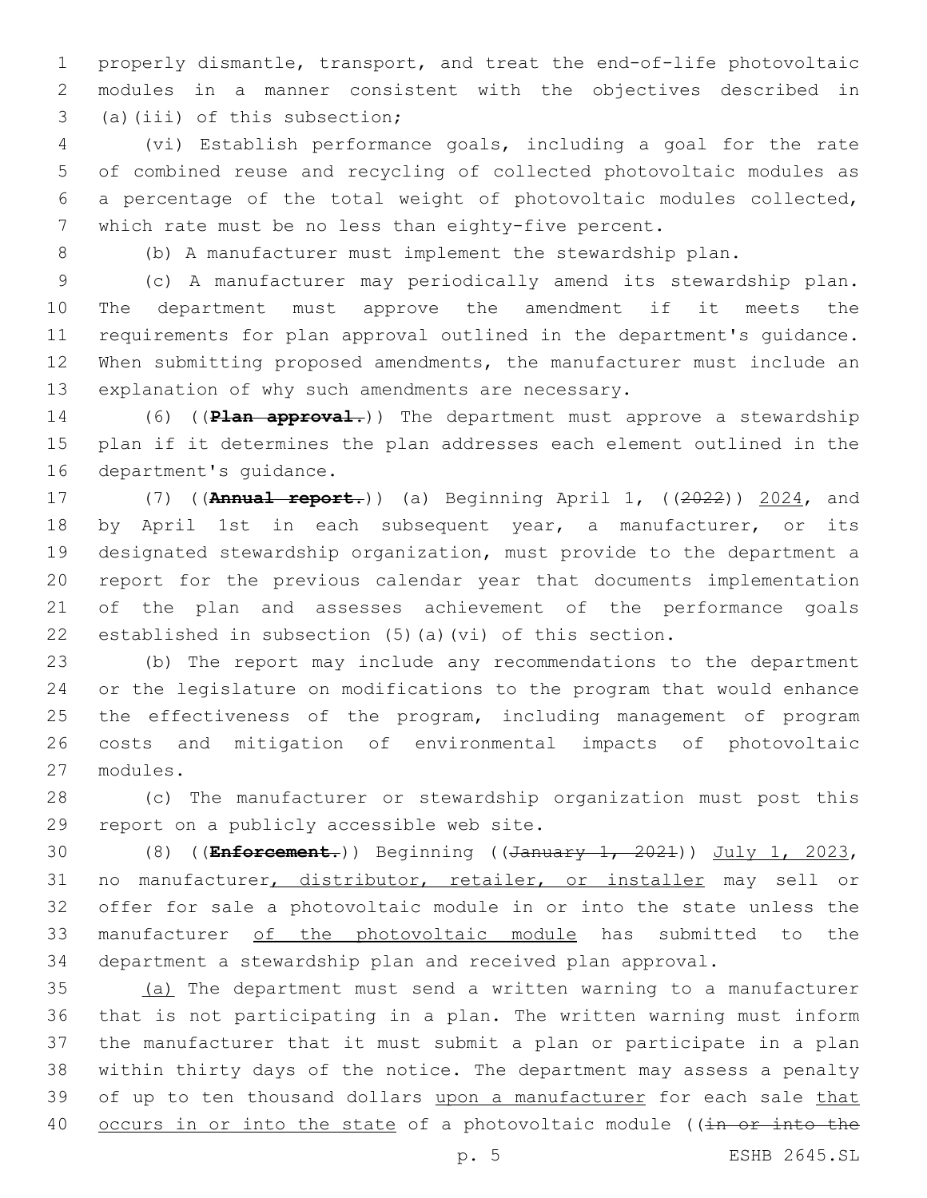properly dismantle, transport, and treat the end-of-life photovoltaic modules in a manner consistent with the objectives described in (a)(iii) of this subsection;

(vi) Establish performance goals, including a goal for the rate of combined reuse and recycling of collected photovoltaic modules as a percentage of the total weight of photovoltaic modules collected, which rate must be no less than eighty-five percent.

(b) A manufacturer must implement the stewardship plan.

(c) A manufacturer may periodically amend its stewardship plan. The department must approve the amendment if it meets the requirements for plan approval outlined in the department's guidance. When submitting proposed amendments, the manufacturer must include an explanation of why such amendments are necessary.

(6) ((~~**Plan approval.**~~)) The department must approve a stewardship plan if it determines the plan addresses each element outlined in the department's guidance.

(7) ((~~**Annual report.**~~)) (a) Beginning April 1, ((~~2022~~)) <u>2024</u>, and by April 1st in each subsequent year, a manufacturer, or its designated stewardship organization, must provide to the department a report for the previous calendar year that documents implementation of the plan and assesses achievement of the performance goals established in subsection (5)(a)(vi) of this section.

(b) The report may include any recommendations to the department or the legislature on modifications to the program that would enhance the effectiveness of the program, including management of program costs and mitigation of environmental impacts of photovoltaic modules.

(c) The manufacturer or stewardship organization must post this report on a publicly accessible web site.

(8) ((~~**Enforcement.**~~)) Beginning ((~~January 1, 2021~~)) <u>July 1, 2023</u>, no manufacturer<u>, distributor, retailer, or installer</u> may sell or offer for sale a photovoltaic module in or into the state unless the manufacturer <u>of the photovoltaic module</u> has submitted to the department a stewardship plan and received plan approval.

<u>(a)</u> The department must send a written warning to a manufacturer that is not participating in a plan. The written warning must inform the manufacturer that it must submit a plan or participate in a plan within thirty days of the notice. The department may assess a penalty of up to ten thousand dollars <u>upon a manufacturer</u> for each sale <u>that occurs in or into the state</u> of a photovoltaic module ((~~in or into the~~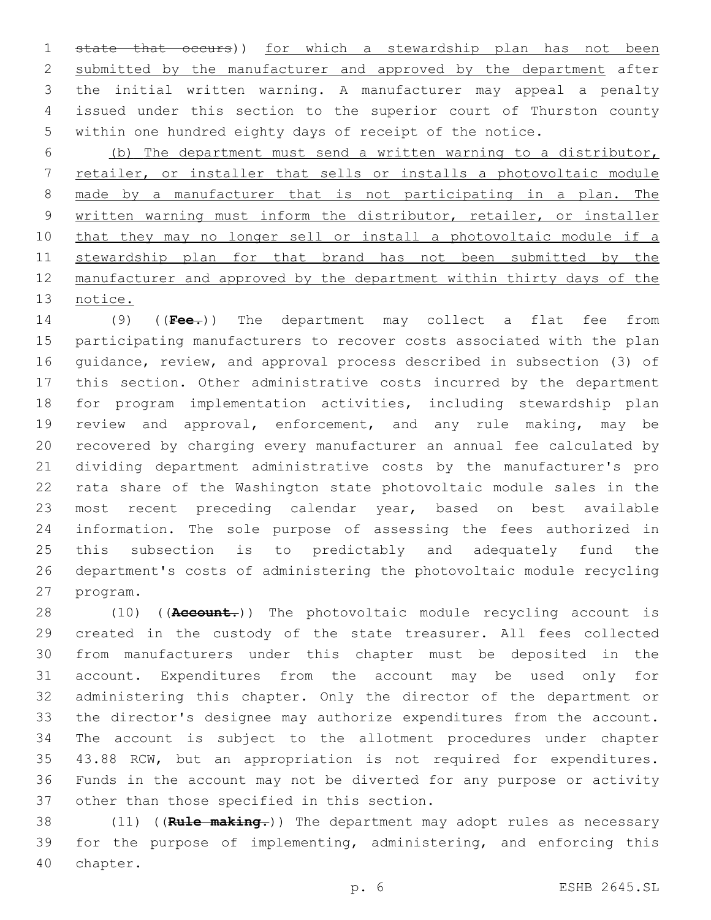~~state that occurs~~)) for which a stewardship plan has not been submitted by the manufacturer and approved by the department after the initial written warning. A manufacturer may appeal a penalty issued under this section to the superior court of Thurston county within one hundred eighty days of receipt of the notice.

(b) The department must send a written warning to a distributor, retailer, or installer that sells or installs a photovoltaic module made by a manufacturer that is not participating in a plan. The written warning must inform the distributor, retailer, or installer that they may no longer sell or install a photovoltaic module if a stewardship plan for that brand has not been submitted by the manufacturer and approved by the department within thirty days of the notice.

(9) ((~~**Fee.**~~)) The department may collect a flat fee from participating manufacturers to recover costs associated with the plan guidance, review, and approval process described in subsection (3) of this section. Other administrative costs incurred by the department for program implementation activities, including stewardship plan review and approval, enforcement, and any rule making, may be recovered by charging every manufacturer an annual fee calculated by dividing department administrative costs by the manufacturer's pro rata share of the Washington state photovoltaic module sales in the most recent preceding calendar year, based on best available information. The sole purpose of assessing the fees authorized in this subsection is to predictably and adequately fund the department's costs of administering the photovoltaic module recycling program.

(10) ((~~**Account.**~~)) The photovoltaic module recycling account is created in the custody of the state treasurer. All fees collected from manufacturers under this chapter must be deposited in the account. Expenditures from the account may be used only for administering this chapter. Only the director of the department or the director's designee may authorize expenditures from the account. The account is subject to the allotment procedures under chapter 43.88 RCW, but an appropriation is not required for expenditures. Funds in the account may not be diverted for any purpose or activity other than those specified in this section.

(11) ((~~**Rule making.**~~)) The department may adopt rules as necessary for the purpose of implementing, administering, and enforcing this chapter.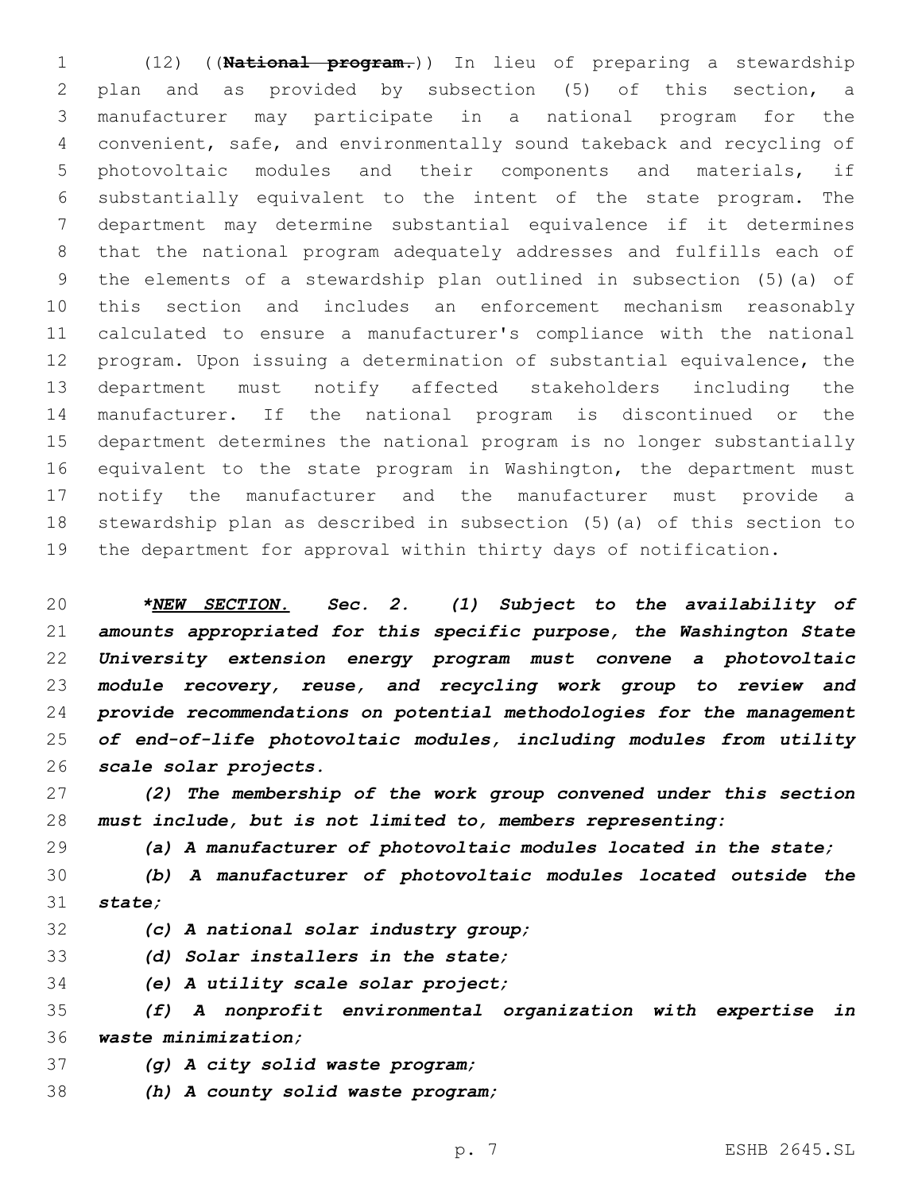(12) ((~~**National program.**~~)) In lieu of preparing a stewardship plan and as provided by subsection (5) of this section, a manufacturer may participate in a national program for the convenient, safe, and environmentally sound takeback and recycling of photovoltaic modules and their components and materials, if substantially equivalent to the intent of the state program. The department may determine substantial equivalence if it determines that the national program adequately addresses and fulfills each of the elements of a stewardship plan outlined in subsection (5)(a) of this section and includes an enforcement mechanism reasonably calculated to ensure a manufacturer's compliance with the national program. Upon issuing a determination of substantial equivalence, the department must notify affected stakeholders including the manufacturer. If the national program is discontinued or the department determines the national program is no longer substantially equivalent to the state program in Washington, the department must notify the manufacturer and the manufacturer must provide a stewardship plan as described in subsection (5)(a) of this section to the department for approval within thirty days of notification.

***NEW SECTION.** Sec. 2. (1) Subject to the availability of amounts appropriated for this specific purpose, the Washington State University extension energy program must convene a photovoltaic module recovery, reuse, and recycling work group to review and provide recommendations on potential methodologies for the management of end-of-life photovoltaic modules, including modules from utility scale solar projects.*

*(2) The membership of the work group convened under this section must include, but is not limited to, members representing:*

*(a) A manufacturer of photovoltaic modules located in the state;*

*(b) A manufacturer of photovoltaic modules located outside the state;*

*(c) A national solar industry group;*

*(d) Solar installers in the state;*

*(e) A utility scale solar project;*

*(f) A nonprofit environmental organization with expertise in waste minimization;*

*(g) A city solid waste program;*

*(h) A county solid waste program;*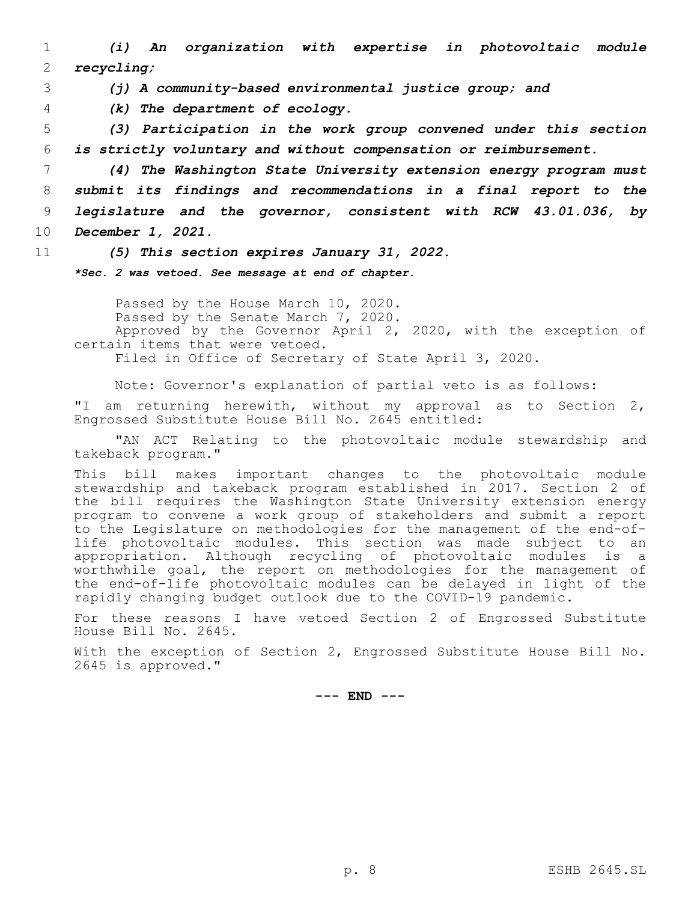***(i) An organization with expertise in photovoltaic module recycling;***

***(j) A community-based environmental justice group; and***

***(k) The department of ecology.***

***(3) Participation in the work group convened under this section is strictly voluntary and without compensation or reimbursement.***

***(4) The Washington State University extension energy program must submit its findings and recommendations in a final report to the legislature and the governor, consistent with RCW 43.01.036, by December 1, 2021.***

***(5) This section expires January 31, 2022.***

****Sec. 2 was vetoed. See message at end of chapter.***

Passed by the House March 10, 2020.
Passed by the Senate March 7, 2020.
Approved by the Governor April 2, 2020, with the exception of certain items that were vetoed.
Filed in Office of Secretary of State April 3, 2020.

Note: Governor's explanation of partial veto is as follows:

"I am returning herewith, without my approval as to Section 2, Engrossed Substitute House Bill No. 2645 entitled:

"AN ACT Relating to the photovoltaic module stewardship and takeback program."

This bill makes important changes to the photovoltaic module stewardship and takeback program established in 2017. Section 2 of the bill requires the Washington State University extension energy program to convene a work group of stakeholders and submit a report to the Legislature on methodologies for the management of the end-of-life photovoltaic modules. This section was made subject to an appropriation. Although recycling of photovoltaic modules is a worthwhile goal, the report on methodologies for the management of the end-of-life photovoltaic modules can be delayed in light of the rapidly changing budget outlook due to the COVID-19 pandemic.

For these reasons I have vetoed Section 2 of Engrossed Substitute House Bill No. 2645.

With the exception of Section 2, Engrossed Substitute House Bill No. 2645 is approved."

**--- END ---**